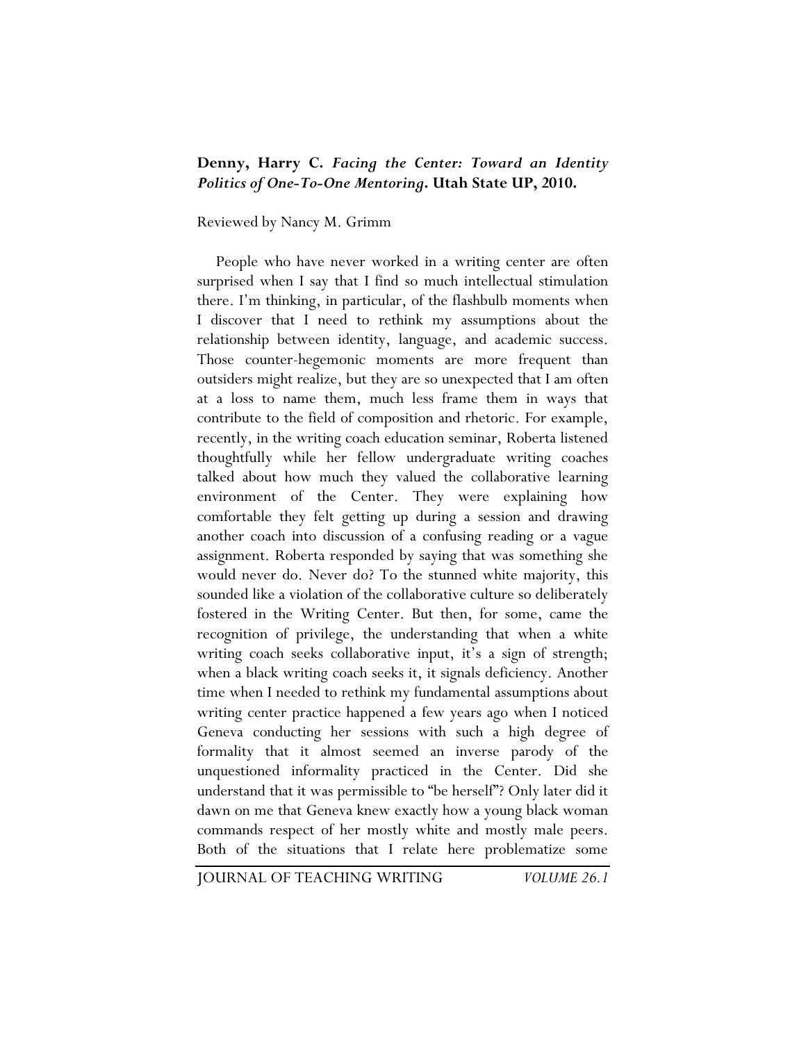**Denny, Harry C. *Facing the Center: Toward an Identity Politics of One-To-One Mentoring*. Utah State UP, 2010.**

Reviewed by Nancy M. Grimm

People who have never worked in a writing center are often surprised when I say that I find so much intellectual stimulation there. I'm thinking, in particular, of the flashbulb moments when I discover that I need to rethink my assumptions about the relationship between identity, language, and academic success. Those counter-hegemonic moments are more frequent than outsiders might realize, but they are so unexpected that I am often at a loss to name them, much less frame them in ways that contribute to the field of composition and rhetoric. For example, recently, in the writing coach education seminar, Roberta listened thoughtfully while her fellow undergraduate writing coaches talked about how much they valued the collaborative learning environment of the Center. They were explaining how comfortable they felt getting up during a session and drawing another coach into discussion of a confusing reading or a vague assignment. Roberta responded by saying that was something she would never do. Never do? To the stunned white majority, this sounded like a violation of the collaborative culture so deliberately fostered in the Writing Center. But then, for some, came the recognition of privilege, the understanding that when a white writing coach seeks collaborative input, it's a sign of strength; when a black writing coach seeks it, it signals deficiency. Another time when I needed to rethink my fundamental assumptions about writing center practice happened a few years ago when I noticed Geneva conducting her sessions with such a high degree of formality that it almost seemed an inverse parody of the unquestioned informality practiced in the Center. Did she understand that it was permissible to "be herself"? Only later did it dawn on me that Geneva knew exactly how a young black woman commands respect of her mostly white and mostly male peers. Both of the situations that I relate here problematize some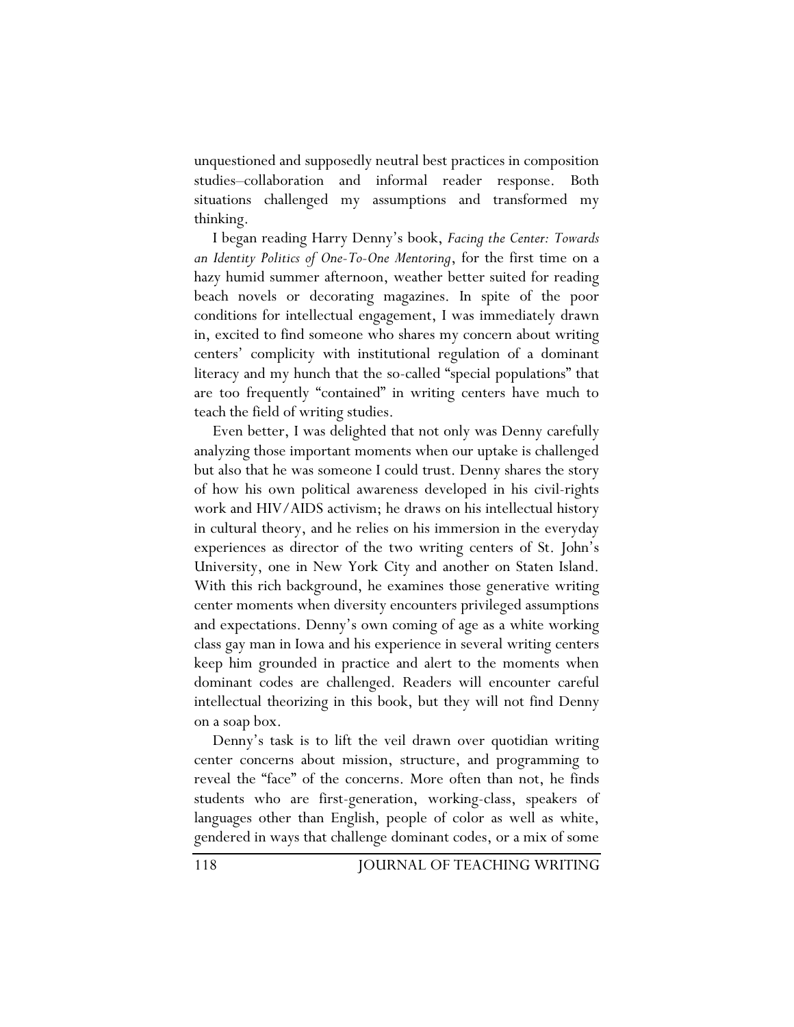unquestioned and supposedly neutral best practices in composition studies–collaboration and informal reader response. Both situations challenged my assumptions and transformed my thinking.

I began reading Harry Denny's book, *Facing the Center: Towards an Identity Politics of One-To-One Mentoring*, for the first time on a hazy humid summer afternoon, weather better suited for reading beach novels or decorating magazines. In spite of the poor conditions for intellectual engagement, I was immediately drawn in, excited to find someone who shares my concern about writing centers' complicity with institutional regulation of a dominant literacy and my hunch that the so-called "special populations" that are too frequently "contained" in writing centers have much to teach the field of writing studies.

Even better, I was delighted that not only was Denny carefully analyzing those important moments when our uptake is challenged but also that he was someone I could trust. Denny shares the story of how his own political awareness developed in his civil-rights work and HIV/AIDS activism; he draws on his intellectual history in cultural theory, and he relies on his immersion in the everyday experiences as director of the two writing centers of St. John's University, one in New York City and another on Staten Island. With this rich background, he examines those generative writing center moments when diversity encounters privileged assumptions and expectations. Denny's own coming of age as a white working class gay man in Iowa and his experience in several writing centers keep him grounded in practice and alert to the moments when dominant codes are challenged. Readers will encounter careful intellectual theorizing in this book, but they will not find Denny on a soap box.

Denny's task is to lift the veil drawn over quotidian writing center concerns about mission, structure, and programming to reveal the "face" of the concerns. More often than not, he finds students who are first-generation, working-class, speakers of languages other than English, people of color as well as white, gendered in ways that challenge dominant codes, or a mix of some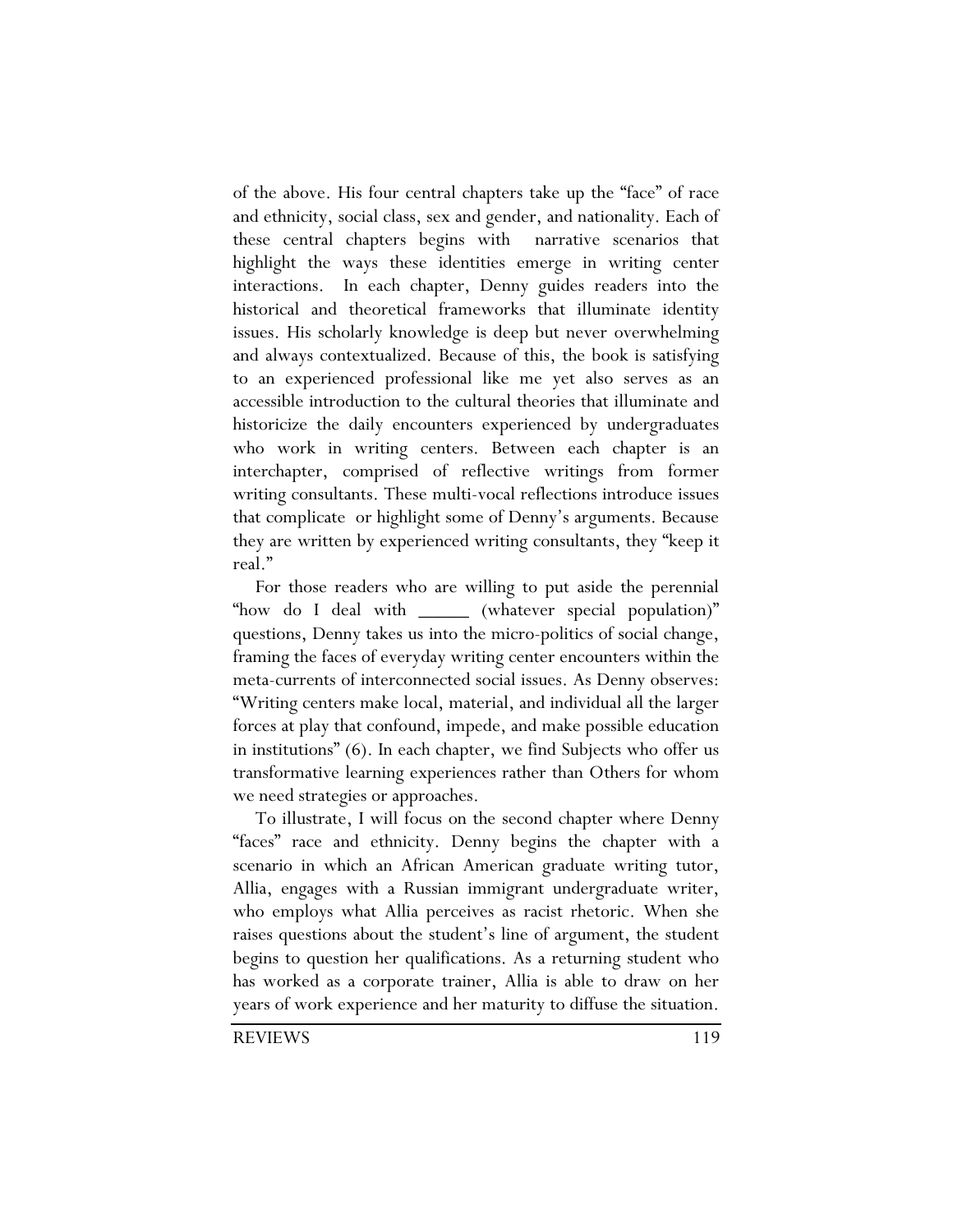of the above. His four central chapters take up the "face" of race and ethnicity, social class, sex and gender, and nationality. Each of these central chapters begins with narrative scenarios that highlight the ways these identities emerge in writing center interactions. In each chapter, Denny guides readers into the historical and theoretical frameworks that illuminate identity issues. His scholarly knowledge is deep but never overwhelming and always contextualized. Because of this, the book is satisfying to an experienced professional like me yet also serves as an accessible introduction to the cultural theories that illuminate and historicize the daily encounters experienced by undergraduates who work in writing centers. Between each chapter is an interchapter, comprised of reflective writings from former writing consultants. These multi-vocal reflections introduce issues that complicate or highlight some of Denny's arguments. Because they are written by experienced writing consultants, they "keep it real."

For those readers who are willing to put aside the perennial "how do I deal with _____ (whatever special population)" questions, Denny takes us into the micro-politics of social change, framing the faces of everyday writing center encounters within the meta-currents of interconnected social issues. As Denny observes: "Writing centers make local, material, and individual all the larger forces at play that confound, impede, and make possible education in institutions" (6). In each chapter, we find Subjects who offer us transformative learning experiences rather than Others for whom we need strategies or approaches.

To illustrate, I will focus on the second chapter where Denny "faces" race and ethnicity. Denny begins the chapter with a scenario in which an African American graduate writing tutor, Allia, engages with a Russian immigrant undergraduate writer, who employs what Allia perceives as racist rhetoric. When she raises questions about the student's line of argument, the student begins to question her qualifications. As a returning student who has worked as a corporate trainer, Allia is able to draw on her years of work experience and her maturity to diffuse the situation.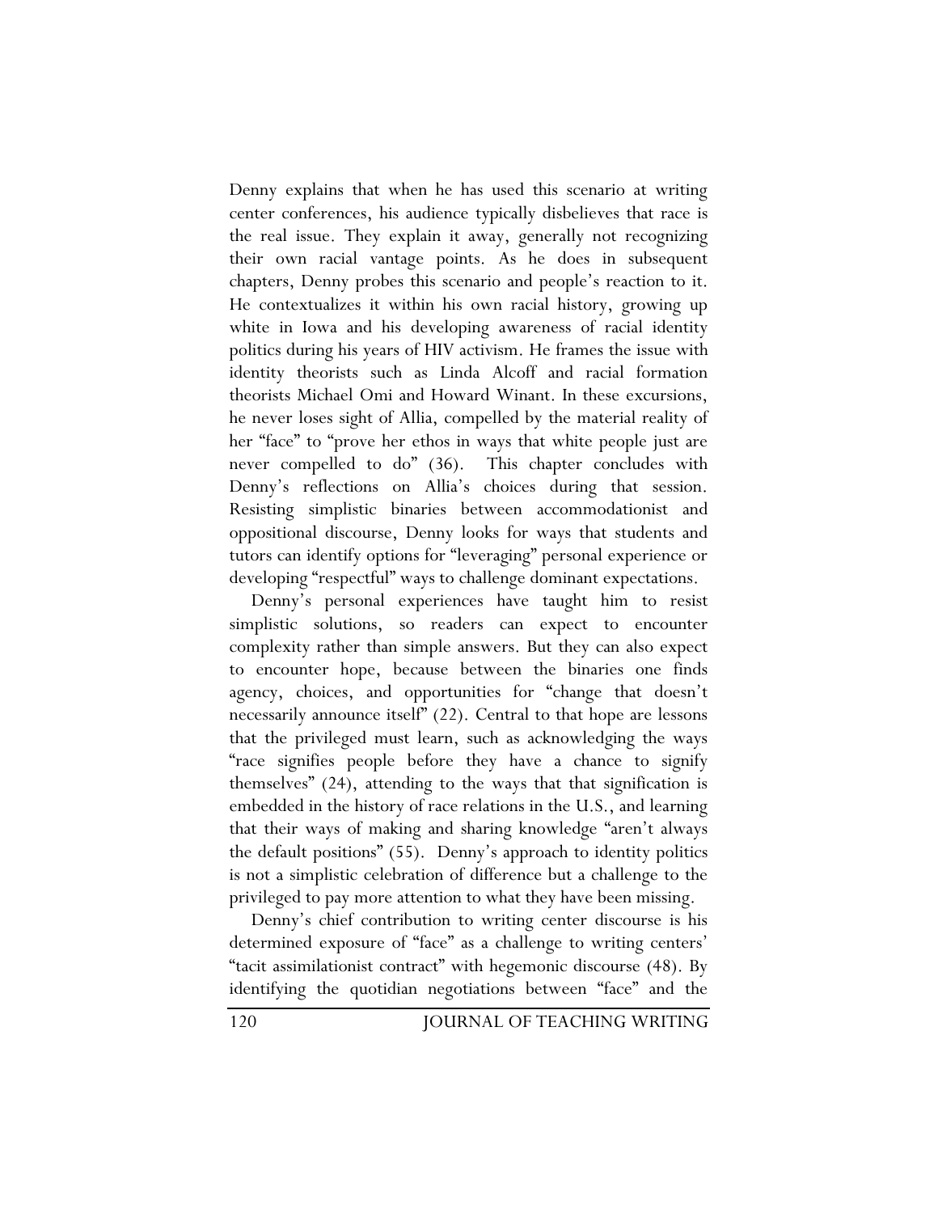Denny explains that when he has used this scenario at writing center conferences, his audience typically disbelieves that race is the real issue. They explain it away, generally not recognizing their own racial vantage points. As he does in subsequent chapters, Denny probes this scenario and people's reaction to it. He contextualizes it within his own racial history, growing up white in Iowa and his developing awareness of racial identity politics during his years of HIV activism. He frames the issue with identity theorists such as Linda Alcoff and racial formation theorists Michael Omi and Howard Winant. In these excursions, he never loses sight of Allia, compelled by the material reality of her "face" to "prove her ethos in ways that white people just are never compelled to do" (36). This chapter concludes with Denny's reflections on Allia's choices during that session. Resisting simplistic binaries between accommodationist and oppositional discourse, Denny looks for ways that students and tutors can identify options for "leveraging" personal experience or developing "respectful" ways to challenge dominant expectations.

Denny's personal experiences have taught him to resist simplistic solutions, so readers can expect to encounter complexity rather than simple answers. But they can also expect to encounter hope, because between the binaries one finds agency, choices, and opportunities for "change that doesn't necessarily announce itself" (22). Central to that hope are lessons that the privileged must learn, such as acknowledging the ways "race signifies people before they have a chance to signify themselves" (24), attending to the ways that that signification is embedded in the history of race relations in the U.S., and learning that their ways of making and sharing knowledge "aren't always the default positions" (55). Denny's approach to identity politics is not a simplistic celebration of difference but a challenge to the privileged to pay more attention to what they have been missing.

Denny's chief contribution to writing center discourse is his determined exposure of "face" as a challenge to writing centers' "tacit assimilationist contract" with hegemonic discourse (48). By identifying the quotidian negotiations between "face" and the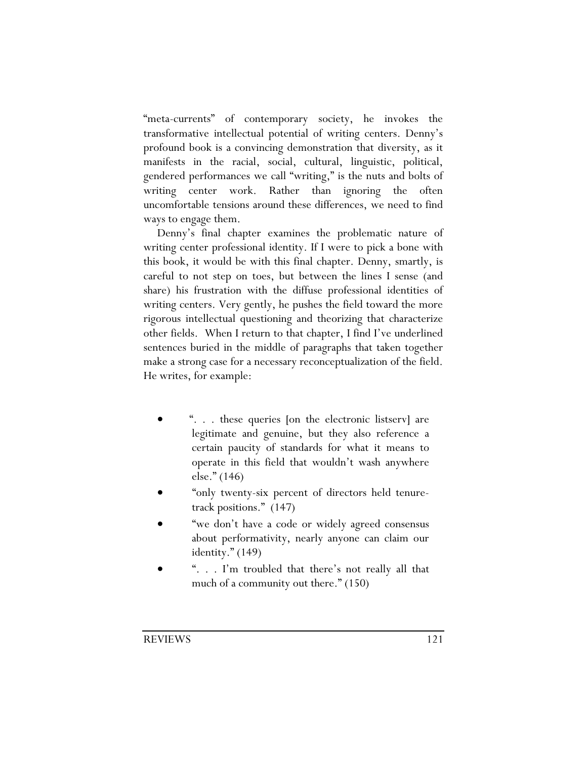"meta-currents" of contemporary society, he invokes the transformative intellectual potential of writing centers. Denny's profound book is a convincing demonstration that diversity, as it manifests in the racial, social, cultural, linguistic, political, gendered performances we call "writing," is the nuts and bolts of writing center work. Rather than ignoring the often uncomfortable tensions around these differences, we need to find ways to engage them.

Denny's final chapter examines the problematic nature of writing center professional identity. If I were to pick a bone with this book, it would be with this final chapter. Denny, smartly, is careful to not step on toes, but between the lines I sense (and share) his frustration with the diffuse professional identities of writing centers. Very gently, he pushes the field toward the more rigorous intellectual questioning and theorizing that characterize other fields. When I return to that chapter, I find I've underlined sentences buried in the middle of paragraphs that taken together make a strong case for a necessary reconceptualization of the field. He writes, for example:

- ". . . these queries [on the electronic listserv] are legitimate and genuine, but they also reference a certain paucity of standards for what it means to operate in this field that wouldn't wash anywhere else." (146)
- "only twenty-six percent of directors held tenure-track positions." (147)
- "we don't have a code or widely agreed consensus about performativity, nearly anyone can claim our identity." (149)
- ". . . I'm troubled that there's not really all that much of a community out there." (150)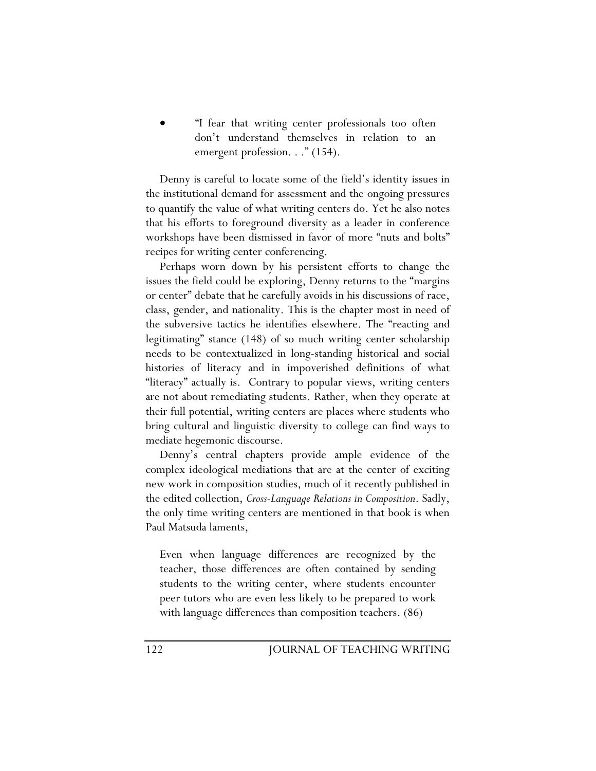- "I fear that writing center professionals too often don't understand themselves in relation to an emergent profession. . ." (154).

Denny is careful to locate some of the field's identity issues in the institutional demand for assessment and the ongoing pressures to quantify the value of what writing centers do. Yet he also notes that his efforts to foreground diversity as a leader in conference workshops have been dismissed in favor of more "nuts and bolts" recipes for writing center conferencing.

Perhaps worn down by his persistent efforts to change the issues the field could be exploring, Denny returns to the "margins or center" debate that he carefully avoids in his discussions of race, class, gender, and nationality. This is the chapter most in need of the subversive tactics he identifies elsewhere. The "reacting and legitimating" stance (148) of so much writing center scholarship needs to be contextualized in long-standing historical and social histories of literacy and in impoverished definitions of what "literacy" actually is. Contrary to popular views, writing centers are not about remediating students. Rather, when they operate at their full potential, writing centers are places where students who bring cultural and linguistic diversity to college can find ways to mediate hegemonic discourse.

Denny's central chapters provide ample evidence of the complex ideological mediations that are at the center of exciting new work in composition studies, much of it recently published in the edited collection, *Cross-Language Relations in Composition*. Sadly, the only time writing centers are mentioned in that book is when Paul Matsuda laments,

> Even when language differences are recognized by the teacher, those differences are often contained by sending students to the writing center, where students encounter peer tutors who are even less likely to be prepared to work with language differences than composition teachers. (86)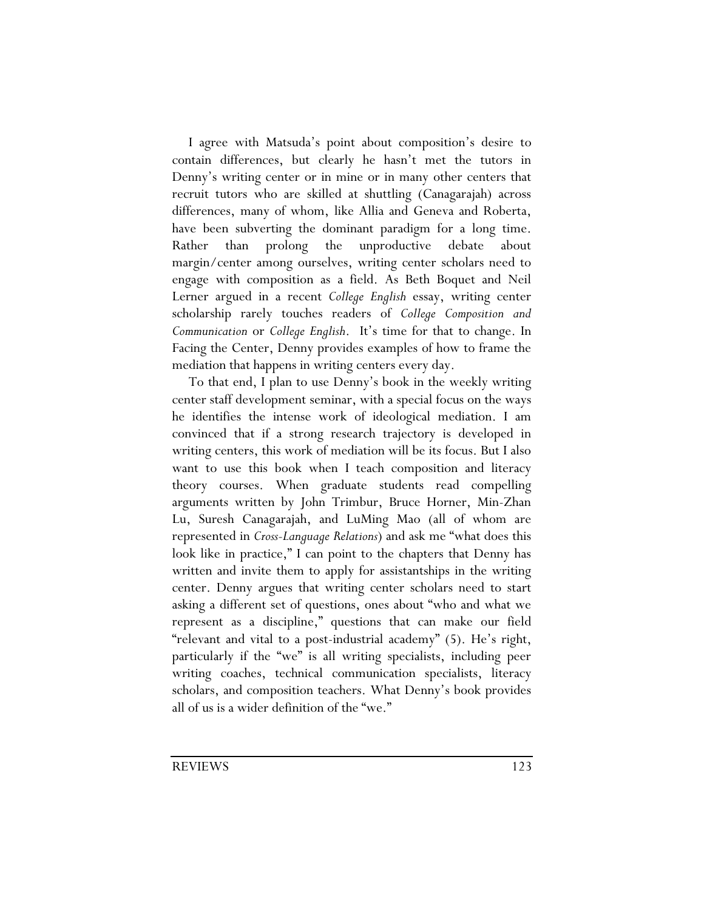I agree with Matsuda's point about composition's desire to contain differences, but clearly he hasn't met the tutors in Denny's writing center or in mine or in many other centers that recruit tutors who are skilled at shuttling (Canagarajah) across differences, many of whom, like Allia and Geneva and Roberta, have been subverting the dominant paradigm for a long time. Rather than prolong the unproductive debate about margin/center among ourselves, writing center scholars need to engage with composition as a field. As Beth Boquet and Neil Lerner argued in a recent *College English* essay, writing center scholarship rarely touches readers of *College Composition and Communication* or *College English*. It's time for that to change. In Facing the Center, Denny provides examples of how to frame the mediation that happens in writing centers every day.

To that end, I plan to use Denny's book in the weekly writing center staff development seminar, with a special focus on the ways he identifies the intense work of ideological mediation. I am convinced that if a strong research trajectory is developed in writing centers, this work of mediation will be its focus. But I also want to use this book when I teach composition and literacy theory courses. When graduate students read compelling arguments written by John Trimbur, Bruce Horner, Min-Zhan Lu, Suresh Canagarajah, and LuMing Mao (all of whom are represented in *Cross-Language Relations*) and ask me "what does this look like in practice," I can point to the chapters that Denny has written and invite them to apply for assistantships in the writing center. Denny argues that writing center scholars need to start asking a different set of questions, ones about "who and what we represent as a discipline," questions that can make our field "relevant and vital to a post-industrial academy" (5). He's right, particularly if the "we" is all writing specialists, including peer writing coaches, technical communication specialists, literacy scholars, and composition teachers. What Denny's book provides all of us is a wider definition of the "we."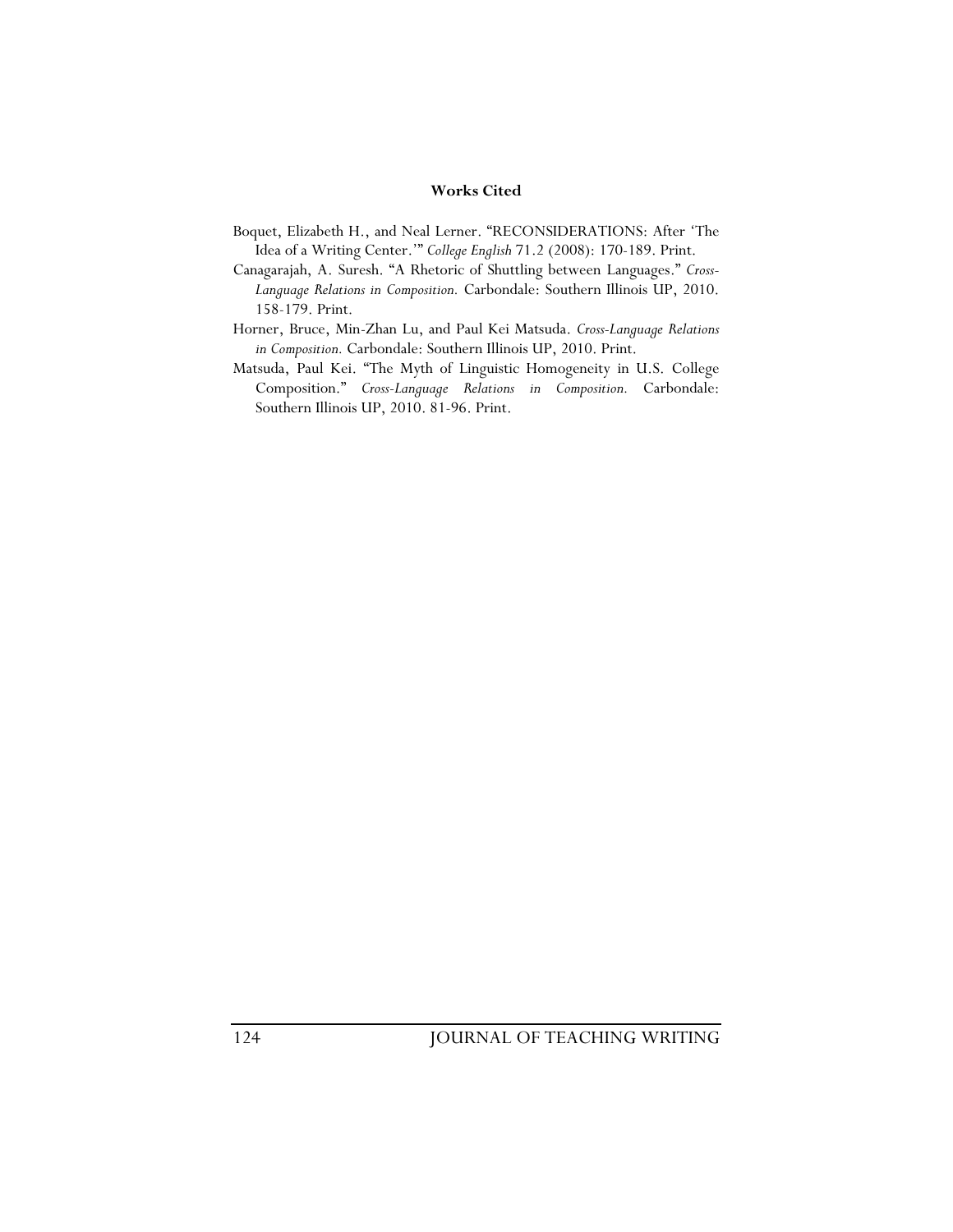### Works Cited

Boquet, Elizabeth H., and Neal Lerner. "RECONSIDERATIONS: After 'The Idea of a Writing Center.'" *College English* 71.2 (2008): 170-189. Print.

Canagarajah, A. Suresh. "A Rhetoric of Shuttling between Languages." *Cross-Language Relations in Composition.* Carbondale: Southern Illinois UP, 2010. 158-179. Print.

Horner, Bruce, Min-Zhan Lu, and Paul Kei Matsuda. *Cross-Language Relations in Composition.* Carbondale: Southern Illinois UP, 2010. Print.

Matsuda, Paul Kei. "The Myth of Linguistic Homogeneity in U.S. College Composition." *Cross-Language Relations in Composition.* Carbondale: Southern Illinois UP, 2010. 81-96. Print.